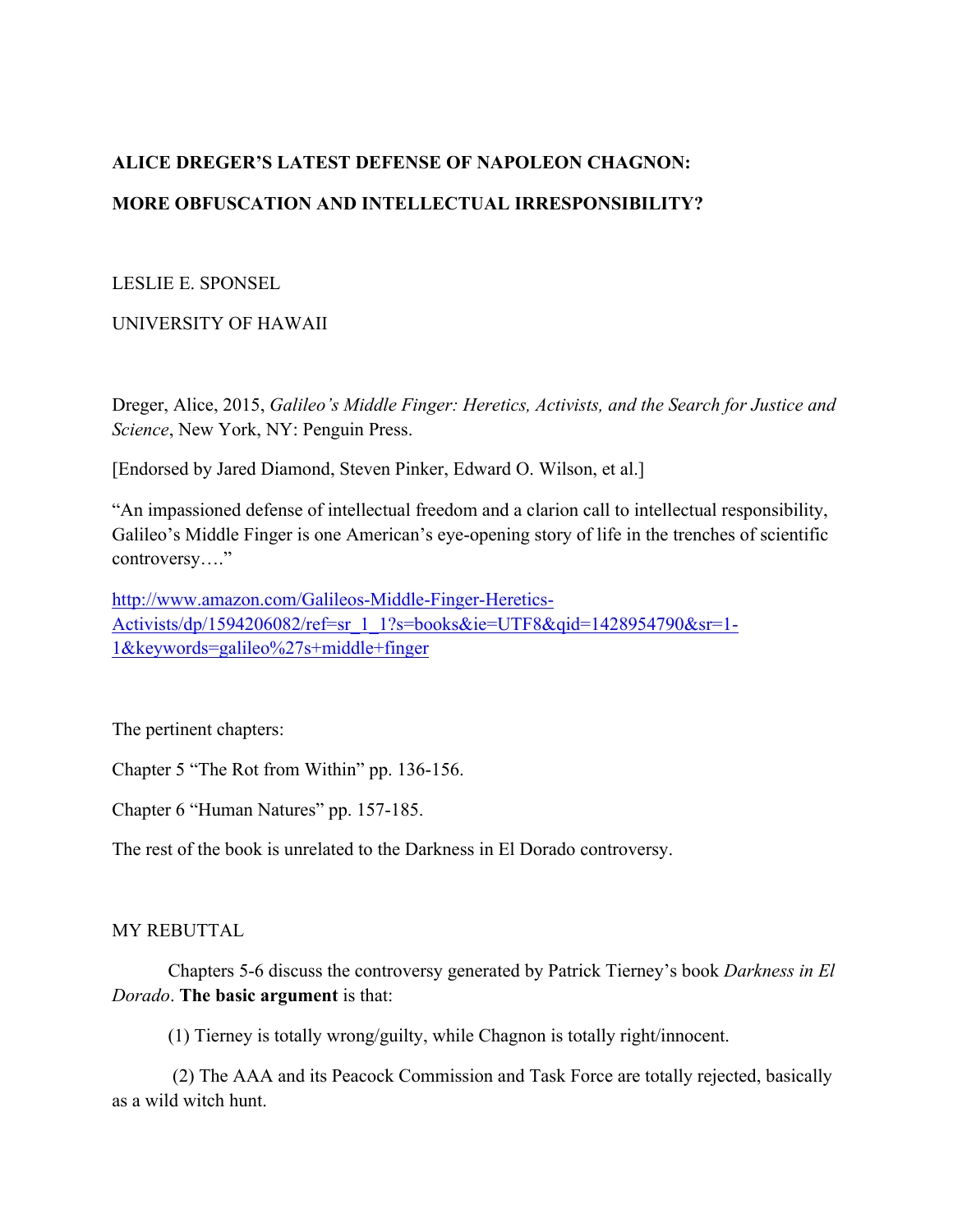**ALICE DREGER'S LATEST DEFENSE OF NAPOLEON CHAGNON:**

**MORE OBFUSCATION AND INTELLECTUAL IRRESPONSIBILITY?**

LESLIE E. SPONSEL

UNIVERSITY OF HAWAII

Dreger, Alice, 2015, *Galileo's Middle Finger: Heretics, Activists, and the Search for Justice and Science*, New York, NY: Penguin Press.

[Endorsed by Jared Diamond, Steven Pinker, Edward O. Wilson, et al.]

"An impassioned defense of intellectual freedom and a clarion call to intellectual responsibility, Galileo's Middle Finger is one American's eye-opening story of life in the trenches of scientific controversy…."

[http://www.amazon.com/Galileos-Middle-Finger-Heretics-Activists/dp/1594206082/ref=sr_1_1?s=books&ie=UTF8&qid=1428954790&sr=1-1&keywords=galileo%27s+middle+finger](http://www.amazon.com/Galileos-Middle-Finger-Heretics-Activists/dp/1594206082/ref=sr_1_1?s=books&ie=UTF8&qid=1428954790&sr=1-1&keywords=galileo%27s+middle+finger)

The pertinent chapters:

Chapter 5 "The Rot from Within" pp. 136-156.

Chapter 6 "Human Natures" pp. 157-185.

The rest of the book is unrelated to the Darkness in El Dorado controversy.

MY REBUTTAL

Chapters 5-6 discuss the controversy generated by Patrick Tierney's book *Darkness in El Dorado*. **The basic argument** is that:

(1) Tierney is totally wrong/guilty, while Chagnon is totally right/innocent.

(2) The AAA and its Peacock Commission and Task Force are totally rejected, basically as a wild witch hunt.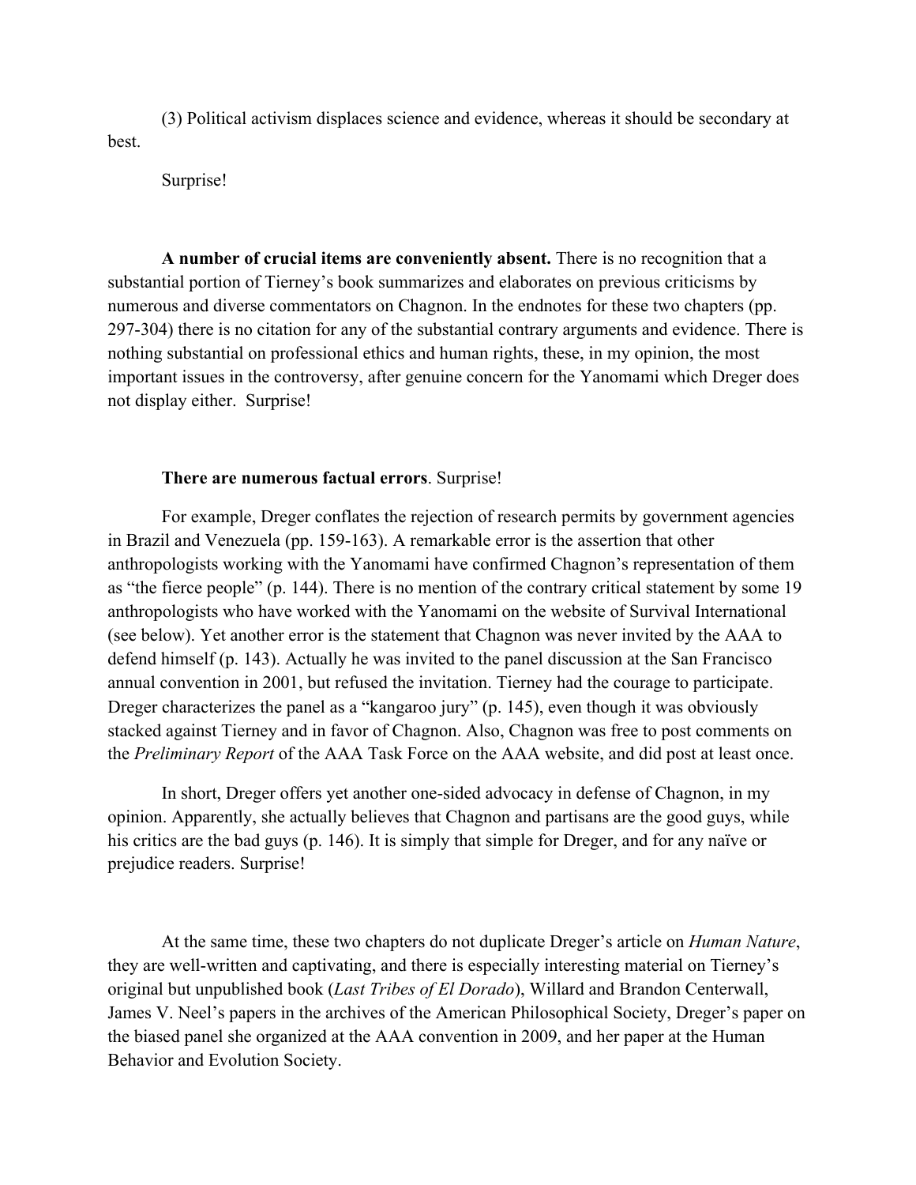(3) Political activism displaces science and evidence, whereas it should be secondary at best.

Surprise!

**A number of crucial items are conveniently absent.** There is no recognition that a substantial portion of Tierney's book summarizes and elaborates on previous criticisms by numerous and diverse commentators on Chagnon. In the endnotes for these two chapters (pp. 297-304) there is no citation for any of the substantial contrary arguments and evidence. There is nothing substantial on professional ethics and human rights, these, in my opinion, the most important issues in the controversy, after genuine concern for the Yanomami which Dreger does not display either. Surprise!

**There are numerous factual errors**. Surprise!

For example, Dreger conflates the rejection of research permits by government agencies in Brazil and Venezuela (pp. 159-163). A remarkable error is the assertion that other anthropologists working with the Yanomami have confirmed Chagnon's representation of them as "the fierce people" (p. 144). There is no mention of the contrary critical statement by some 19 anthropologists who have worked with the Yanomami on the website of Survival International (see below). Yet another error is the statement that Chagnon was never invited by the AAA to defend himself (p. 143). Actually he was invited to the panel discussion at the San Francisco annual convention in 2001, but refused the invitation. Tierney had the courage to participate. Dreger characterizes the panel as a "kangaroo jury" (p. 145), even though it was obviously stacked against Tierney and in favor of Chagnon. Also, Chagnon was free to post comments on the *Preliminary Report* of the AAA Task Force on the AAA website, and did post at least once.

In short, Dreger offers yet another one-sided advocacy in defense of Chagnon, in my opinion. Apparently, she actually believes that Chagnon and partisans are the good guys, while his critics are the bad guys (p. 146). It is simply that simple for Dreger, and for any naïve or prejudice readers. Surprise!

At the same time, these two chapters do not duplicate Dreger's article on *Human Nature*, they are well-written and captivating, and there is especially interesting material on Tierney's original but unpublished book (*Last Tribes of El Dorado*), Willard and Brandon Centerwall, James V. Neel's papers in the archives of the American Philosophical Society, Dreger's paper on the biased panel she organized at the AAA convention in 2009, and her paper at the Human Behavior and Evolution Society.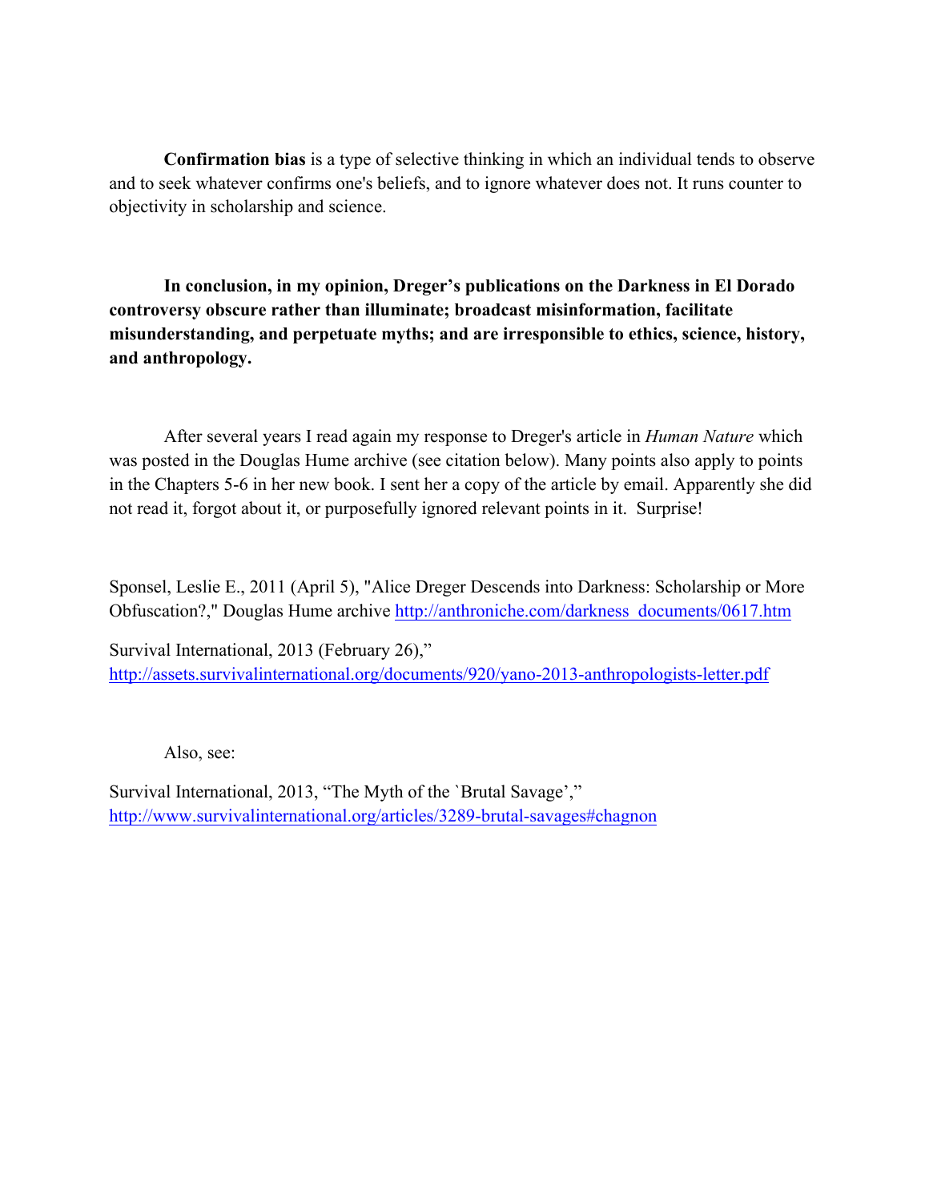**Confirmation bias** is a type of selective thinking in which an individual tends to observe and to seek whatever confirms one's beliefs, and to ignore whatever does not. It runs counter to objectivity in scholarship and science.

**In conclusion, in my opinion, Dreger's publications on the Darkness in El Dorado controversy obscure rather than illuminate; broadcast misinformation, facilitate misunderstanding, and perpetuate myths; and are irresponsible to ethics, science, history, and anthropology.**

After several years I read again my response to Dreger's article in *Human Nature* which was posted in the Douglas Hume archive (see citation below). Many points also apply to points in the Chapters 5-6 in her new book. I sent her a copy of the article by email. Apparently she did not read it, forgot about it, or purposefully ignored relevant points in it. Surprise!

Sponsel, Leslie E., 2011 (April 5), "Alice Dreger Descends into Darkness: Scholarship or More Obfuscation?," Douglas Hume archive http://anthroniche.com/darkness_documents/0617.htm

Survival International, 2013 (February 26)," http://assets.survivalinternational.org/documents/920/yano-2013-anthropologists-letter.pdf

Also, see:

Survival International, 2013, "The Myth of the `Brutal Savage'," http://www.survivalinternational.org/articles/3289-brutal-savages#chagnon